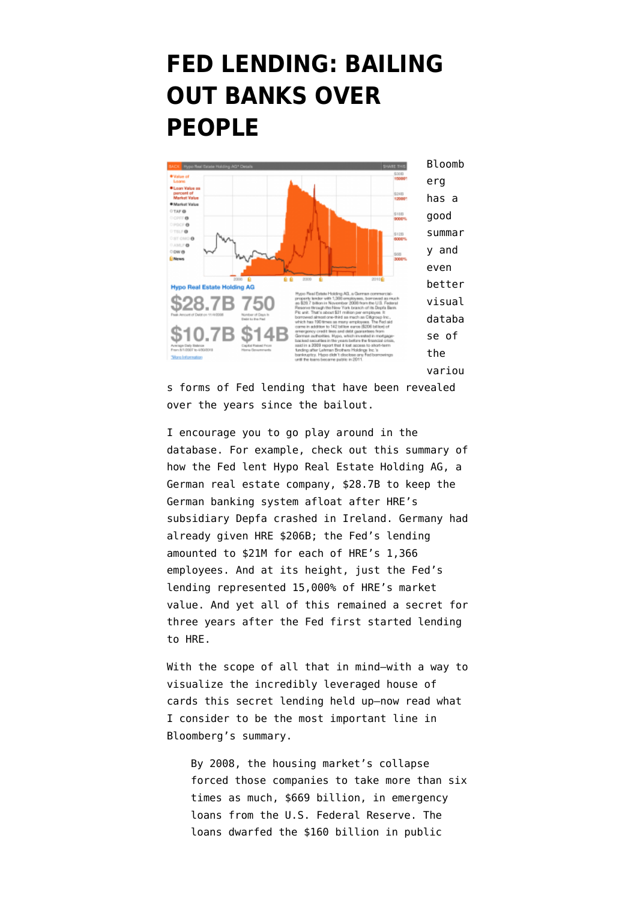# FED LENDING: BAILING OUT BANKS OVER PEOPLE

Bloomberg has a good summary and even better visual database of the various forms of Fed lending that have been revealed over the years since the bailout.

I encourage you to go play around in the database. For example, check out this summary of how the Fed lent Hypo Real Estate Holding AG, a German real estate company, $28.7B to keep the German banking system afloat after HRE's subsidiary Depfa crashed in Ireland. Germany had already given HRE $206B; the Fed's lending amounted to $21M for each of HRE's 1,366 employees. And at its height, just the Fed's lending represented 15,000% of HRE's market value. And yet all of this remained a secret for three years after the Fed first started lending to HRE.

With the scope of all that in mind—with a way to visualize the incredibly leveraged house of cards this secret lending held up—now read what I consider to be the most important line in Bloomberg's summary.

> By 2008, the housing market's collapse forced those companies to take more than six times as much, $669 billion, in emergency loans from the U.S. Federal Reserve. The loans dwarfed the $160 billion in public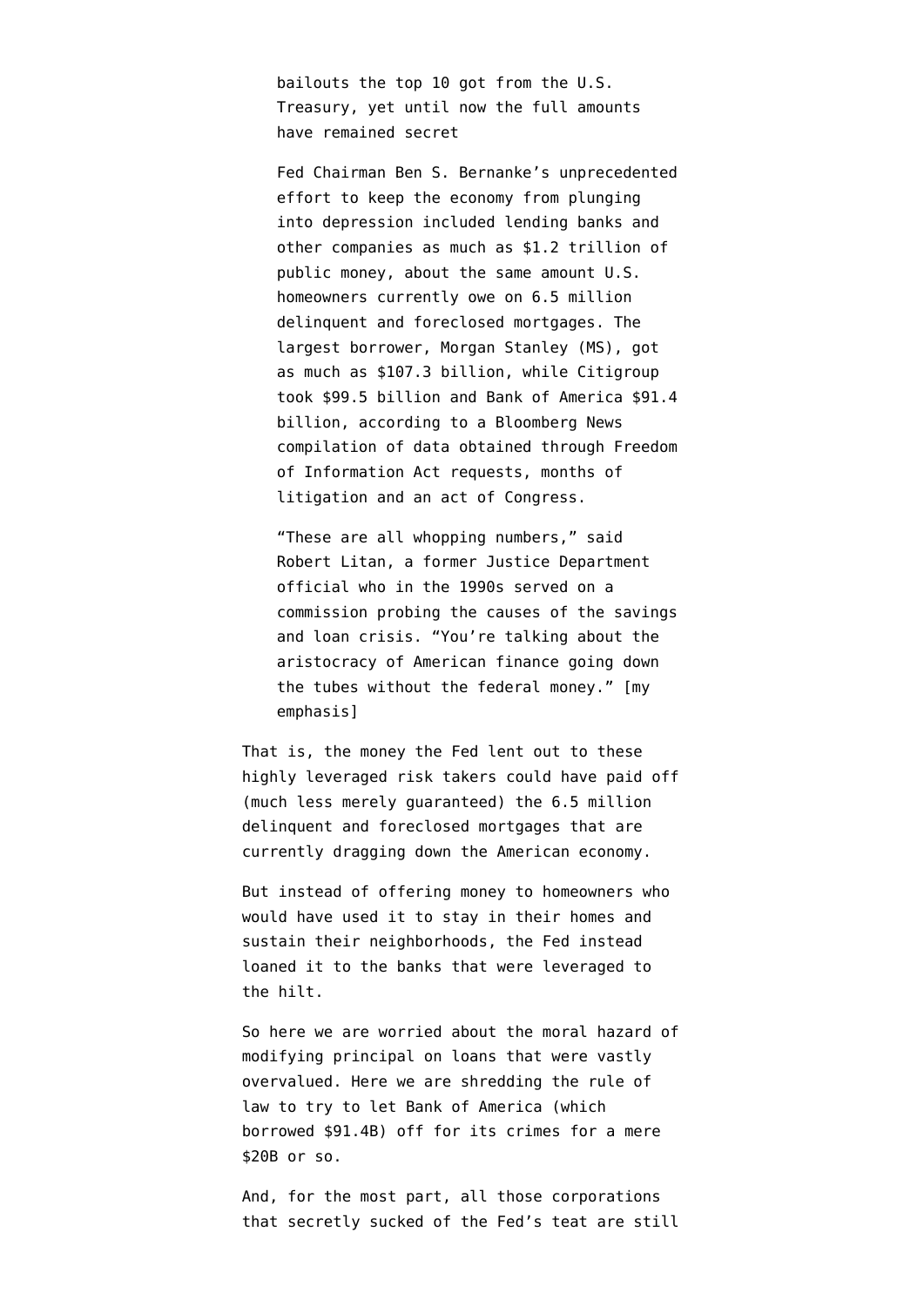> bailouts the top 10 got from the U.S. Treasury, yet until now the full amounts have remained secret
>
> Fed Chairman Ben S. Bernanke's unprecedented effort to keep the economy from plunging into depression included lending banks and other companies as much as $1.2 trillion of public money, about the same amount U.S. homeowners currently owe on 6.5 million delinquent and foreclosed mortgages. The largest borrower, Morgan Stanley (MS), got as much as $107.3 billion, while Citigroup took $99.5 billion and Bank of America $91.4 billion, according to a Bloomberg News compilation of data obtained through Freedom of Information Act requests, months of litigation and an act of Congress.
>
> "These are all whopping numbers," said Robert Litan, a former Justice Department official who in the 1990s served on a commission probing the causes of the savings and loan crisis. "You're talking about the aristocracy of American finance going down the tubes without the federal money." [my emphasis]

That is, the money the Fed lent out to these highly leveraged risk takers could have paid off (much less merely guaranteed) the 6.5 million delinquent and foreclosed mortgages that are currently dragging down the American economy.

But instead of offering money to homeowners who would have used it to stay in their homes and sustain their neighborhoods, the Fed instead loaned it to the banks that were leveraged to the hilt.

So here we are worried about the moral hazard of modifying principal on loans that were vastly overvalued. Here we are shredding the rule of law to try to let Bank of America (which borrowed $91.4B) off for its crimes for a mere $20B or so.

And, for the most part, all those corporations that secretly sucked of the Fed's teat are still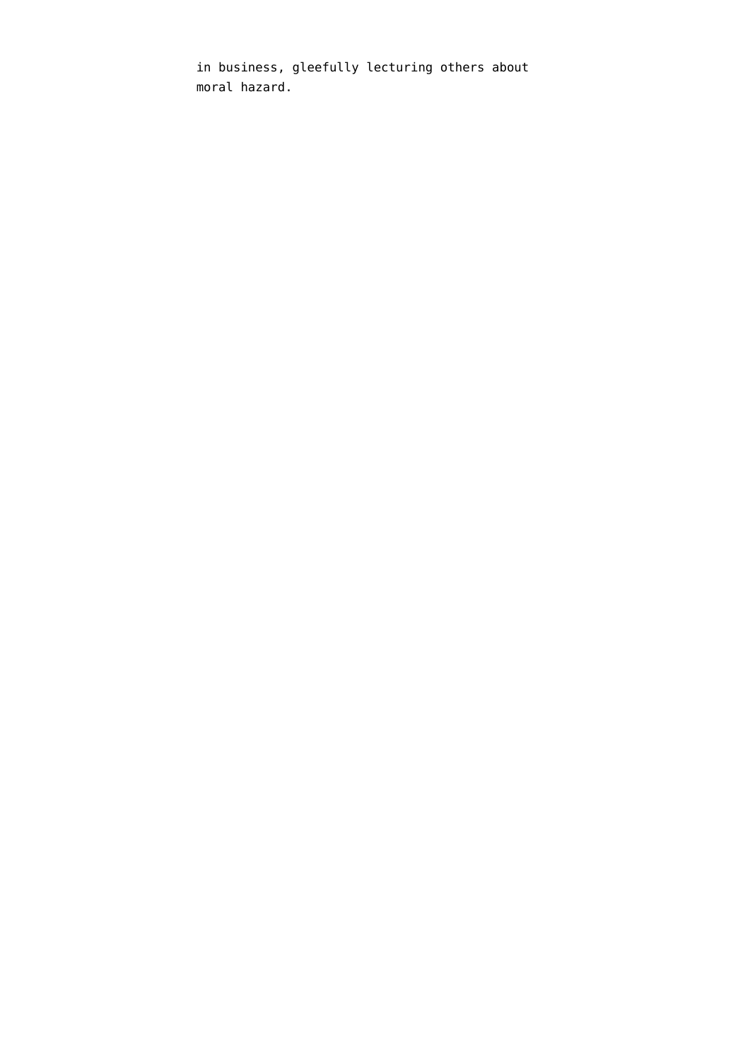in business, gleefully lecturing others about moral hazard.